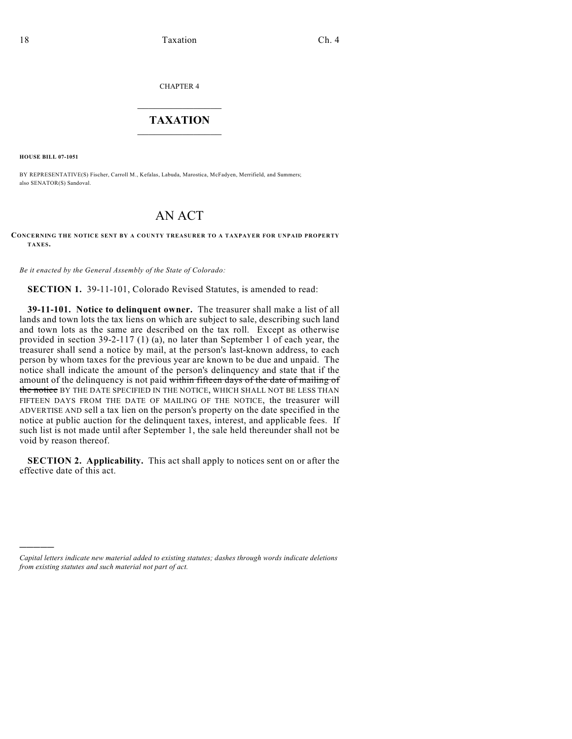CHAPTER 4

# TAXATION

**HOUSE BILL 07-1051**

BY REPRESENTATIVE(S) Fischer, Carroll M., Kefalas, Labuda, Marostica, McFadyen, Merrifield, and Summers; also SENATOR(S) Sandoval.

## AN ACT

**CONCERNING THE NOTICE SENT BY A COUNTY TREASURER TO A TAXPAYER FOR UNPAID PROPERTY TAXES.**

*Be it enacted by the General Assembly of the State of Colorado:*

**SECTION 1.** 39-11-101, Colorado Revised Statutes, is amended to read:

**39-11-101. Notice to delinquent owner.** The treasurer shall make a list of all lands and town lots the tax liens on which are subject to sale, describing such land and town lots as the same are described on the tax roll. Except as otherwise provided in section 39-2-117 (1) (a), no later than September 1 of each year, the treasurer shall send a notice by mail, at the person's last-known address, to each person by whom taxes for the previous year are known to be due and unpaid. The notice shall indicate the amount of the person's delinquency and state that if the amount of the delinquency is not paid ~~within fifteen days of the date of mailing of the notice~~ BY THE DATE SPECIFIED IN THE NOTICE, WHICH SHALL NOT BE LESS THAN FIFTEEN DAYS FROM THE DATE OF MAILING OF THE NOTICE, the treasurer will ADVERTISE AND sell a tax lien on the person's property on the date specified in the notice at public auction for the delinquent taxes, interest, and applicable fees. If such list is not made until after September 1, the sale held thereunder shall not be void by reason thereof.

**SECTION 2. Applicability.** This act shall apply to notices sent on or after the effective date of this act.

---

*Capital letters indicate new material added to existing statutes; dashes through words indicate deletions from existing statutes and such material not part of act.*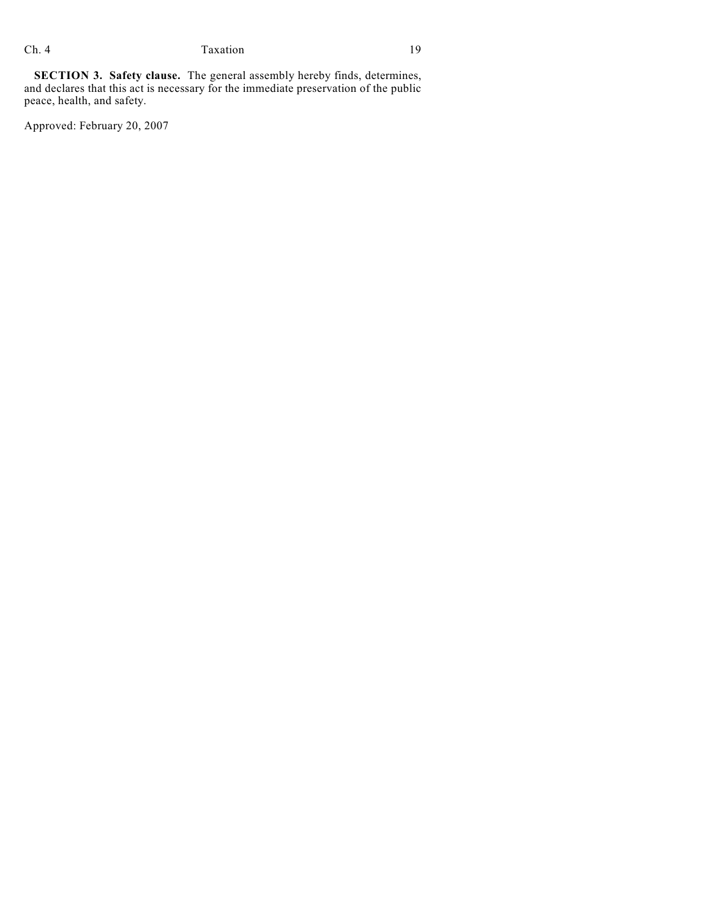**SECTION 3. Safety clause.** The general assembly hereby finds, determines, and declares that this act is necessary for the immediate preservation of the public peace, health, and safety.

Approved: February 20, 2007